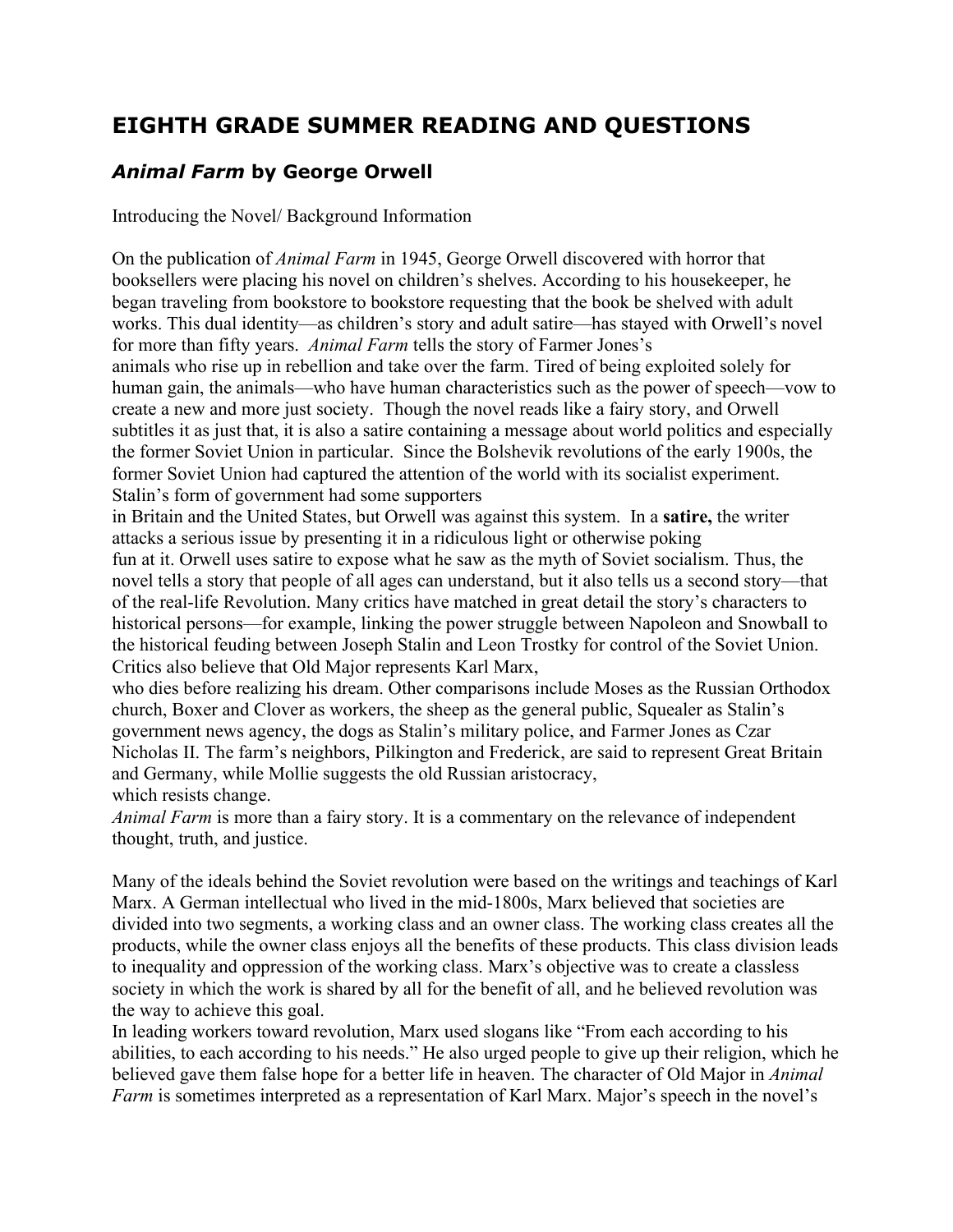# EIGHTH GRADE SUMMER READING AND QUESTIONS

## *Animal Farm* by George Orwell

Introducing the Novel/ Background Information

On the publication of *Animal Farm* in 1945, George Orwell discovered with horror that booksellers were placing his novel on children's shelves. According to his housekeeper, he began traveling from bookstore to bookstore requesting that the book be shelved with adult works. This dual identity—as children's story and adult satire—has stayed with Orwell's novel for more than fifty years. *Animal Farm* tells the story of Farmer Jones's animals who rise up in rebellion and take over the farm. Tired of being exploited solely for human gain, the animals—who have human characteristics such as the power of speech—vow to create a new and more just society. Though the novel reads like a fairy story, and Orwell subtitles it as just that, it is also a satire containing a message about world politics and especially the former Soviet Union in particular. Since the Bolshevik revolutions of the early 1900s, the former Soviet Union had captured the attention of the world with its socialist experiment. Stalin's form of government had some supporters in Britain and the United States, but Orwell was against this system. In a **satire,** the writer attacks a serious issue by presenting it in a ridiculous light or otherwise poking fun at it. Orwell uses satire to expose what he saw as the myth of Soviet socialism. Thus, the novel tells a story that people of all ages can understand, but it also tells us a second story—that of the real-life Revolution. Many critics have matched in great detail the story's characters to historical persons—for example, linking the power struggle between Napoleon and Snowball to the historical feuding between Joseph Stalin and Leon Trostky for control of the Soviet Union. Critics also believe that Old Major represents Karl Marx, who dies before realizing his dream. Other comparisons include Moses as the Russian Orthodox church, Boxer and Clover as workers, the sheep as the general public, Squealer as Stalin's government news agency, the dogs as Stalin's military police, and Farmer Jones as Czar Nicholas II. The farm's neighbors, Pilkington and Frederick, are said to represent Great Britain and Germany, while Mollie suggests the old Russian aristocracy, which resists change.

*Animal Farm* is more than a fairy story. It is a commentary on the relevance of independent thought, truth, and justice.

Many of the ideals behind the Soviet revolution were based on the writings and teachings of Karl Marx. A German intellectual who lived in the mid-1800s, Marx believed that societies are divided into two segments, a working class and an owner class. The working class creates all the products, while the owner class enjoys all the benefits of these products. This class division leads to inequality and oppression of the working class. Marx's objective was to create a classless society in which the work is shared by all for the benefit of all, and he believed revolution was the way to achieve this goal.

In leading workers toward revolution, Marx used slogans like "From each according to his abilities, to each according to his needs." He also urged people to give up their religion, which he believed gave them false hope for a better life in heaven. The character of Old Major in *Animal Farm* is sometimes interpreted as a representation of Karl Marx. Major's speech in the novel's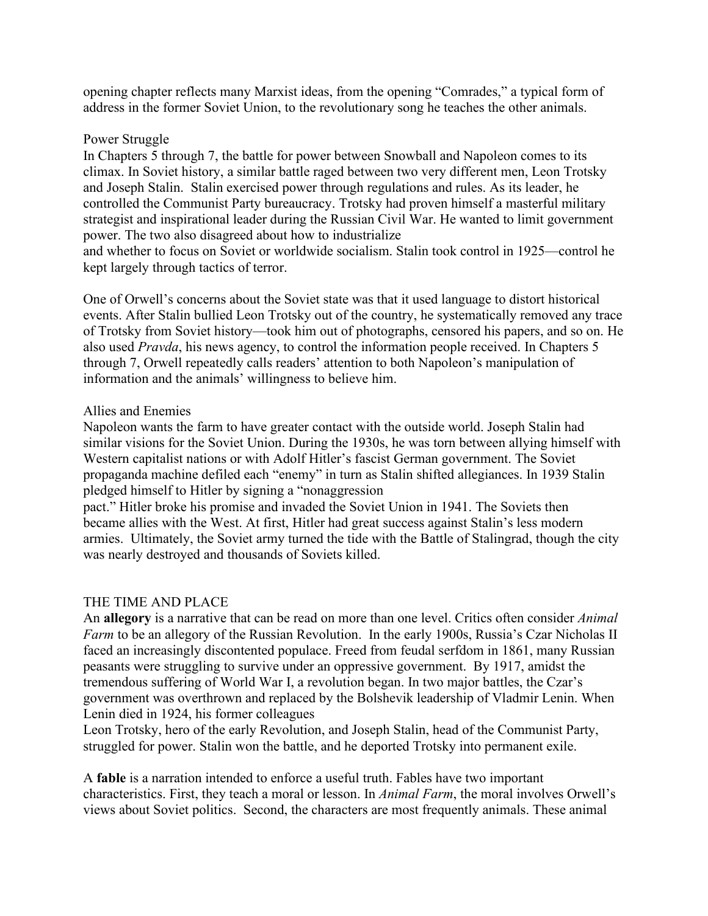opening chapter reflects many Marxist ideas, from the opening "Comrades," a typical form of address in the former Soviet Union, to the revolutionary song he teaches the other animals.

## Power Struggle

In Chapters 5 through 7, the battle for power between Snowball and Napoleon comes to its climax. In Soviet history, a similar battle raged between two very different men, Leon Trotsky and Joseph Stalin. Stalin exercised power through regulations and rules. As its leader, he controlled the Communist Party bureaucracy. Trotsky had proven himself a masterful military strategist and inspirational leader during the Russian Civil War. He wanted to limit government power. The two also disagreed about how to industrialize and whether to focus on Soviet or worldwide socialism. Stalin took control in 1925—control he kept largely through tactics of terror.

One of Orwell's concerns about the Soviet state was that it used language to distort historical events. After Stalin bullied Leon Trotsky out of the country, he systematically removed any trace of Trotsky from Soviet history—took him out of photographs, censored his papers, and so on. He also used *Pravda*, his news agency, to control the information people received. In Chapters 5 through 7, Orwell repeatedly calls readers' attention to both Napoleon's manipulation of information and the animals' willingness to believe him.

## Allies and Enemies

Napoleon wants the farm to have greater contact with the outside world. Joseph Stalin had similar visions for the Soviet Union. During the 1930s, he was torn between allying himself with Western capitalist nations or with Adolf Hitler's fascist German government. The Soviet propaganda machine defiled each "enemy" in turn as Stalin shifted allegiances. In 1939 Stalin pledged himself to Hitler by signing a "nonaggression pact." Hitler broke his promise and invaded the Soviet Union in 1941. The Soviets then became allies with the West. At first, Hitler had great success against Stalin's less modern armies. Ultimately, the Soviet army turned the tide with the Battle of Stalingrad, though the city was nearly destroyed and thousands of Soviets killed.

## THE TIME AND PLACE

An **allegory** is a narrative that can be read on more than one level. Critics often consider *Animal Farm* to be an allegory of the Russian Revolution. In the early 1900s, Russia's Czar Nicholas II faced an increasingly discontented populace. Freed from feudal serfdom in 1861, many Russian peasants were struggling to survive under an oppressive government. By 1917, amidst the tremendous suffering of World War I, a revolution began. In two major battles, the Czar's government was overthrown and replaced by the Bolshevik leadership of Vladmir Lenin. When Lenin died in 1924, his former colleagues Leon Trotsky, hero of the early Revolution, and Joseph Stalin, head of the Communist Party, struggled for power. Stalin won the battle, and he deported Trotsky into permanent exile.

A **fable** is a narration intended to enforce a useful truth. Fables have two important characteristics. First, they teach a moral or lesson. In *Animal Farm*, the moral involves Orwell's views about Soviet politics. Second, the characters are most frequently animals. These animal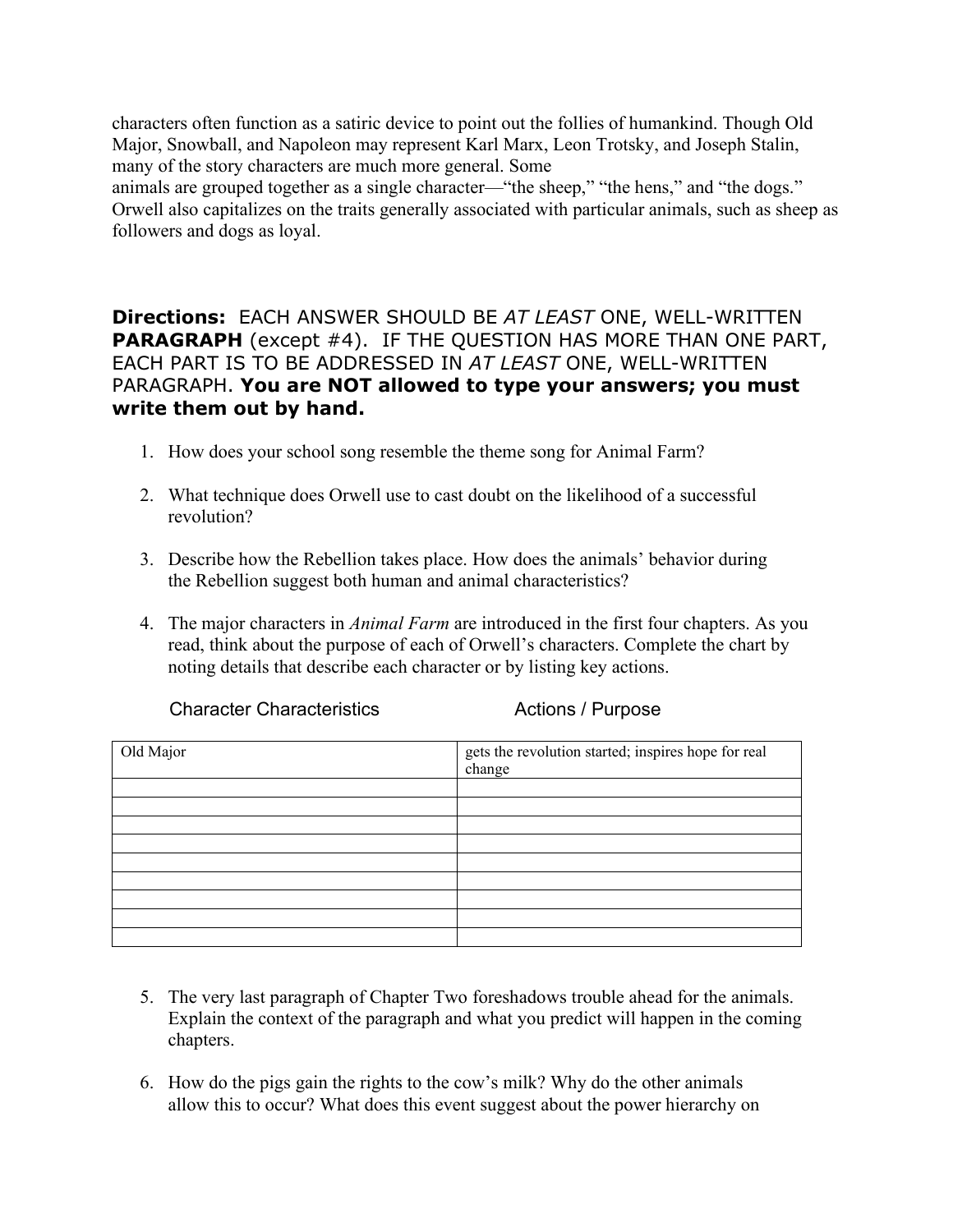characters often function as a satiric device to point out the follies of humankind. Though Old Major, Snowball, and Napoleon may represent Karl Marx, Leon Trotsky, and Joseph Stalin, many of the story characters are much more general. Some
animals are grouped together as a single character—"the sheep," "the hens," and "the dogs." Orwell also capitalizes on the traits generally associated with particular animals, such as sheep as followers and dogs as loyal.

**Directions:** EACH ANSWER SHOULD BE *AT LEAST* ONE, WELL-WRITTEN **PARAGRAPH** (except #4). IF THE QUESTION HAS MORE THAN ONE PART, EACH PART IS TO BE ADDRESSED IN *AT LEAST* ONE, WELL-WRITTEN PARAGRAPH. **You are NOT allowed to type your answers; you must write them out by hand.**

1. How does your school song resemble the theme song for Animal Farm?

2. What technique does Orwell use to cast doubt on the likelihood of a successful revolution?

3. Describe how the Rebellion takes place. How does the animals' behavior during the Rebellion suggest both human and animal characteristics?

4. The major characters in *Animal Farm* are introduced in the first four chapters. As you read, think about the purpose of each of Orwell's characters. Complete the chart by noting details that describe each character or by listing key actions.

| Character Characteristics | Actions / Purpose |
|---|---|
| Old Major | gets the revolution started; inspires hope for real change |
| | |
| | |
| | |
| | |
| | |
| | |
| | |
| | |
| | |

5. The very last paragraph of Chapter Two foreshadows trouble ahead for the animals. Explain the context of the paragraph and what you predict will happen in the coming chapters.

6. How do the pigs gain the rights to the cow's milk? Why do the other animals allow this to occur? What does this event suggest about the power hierarchy on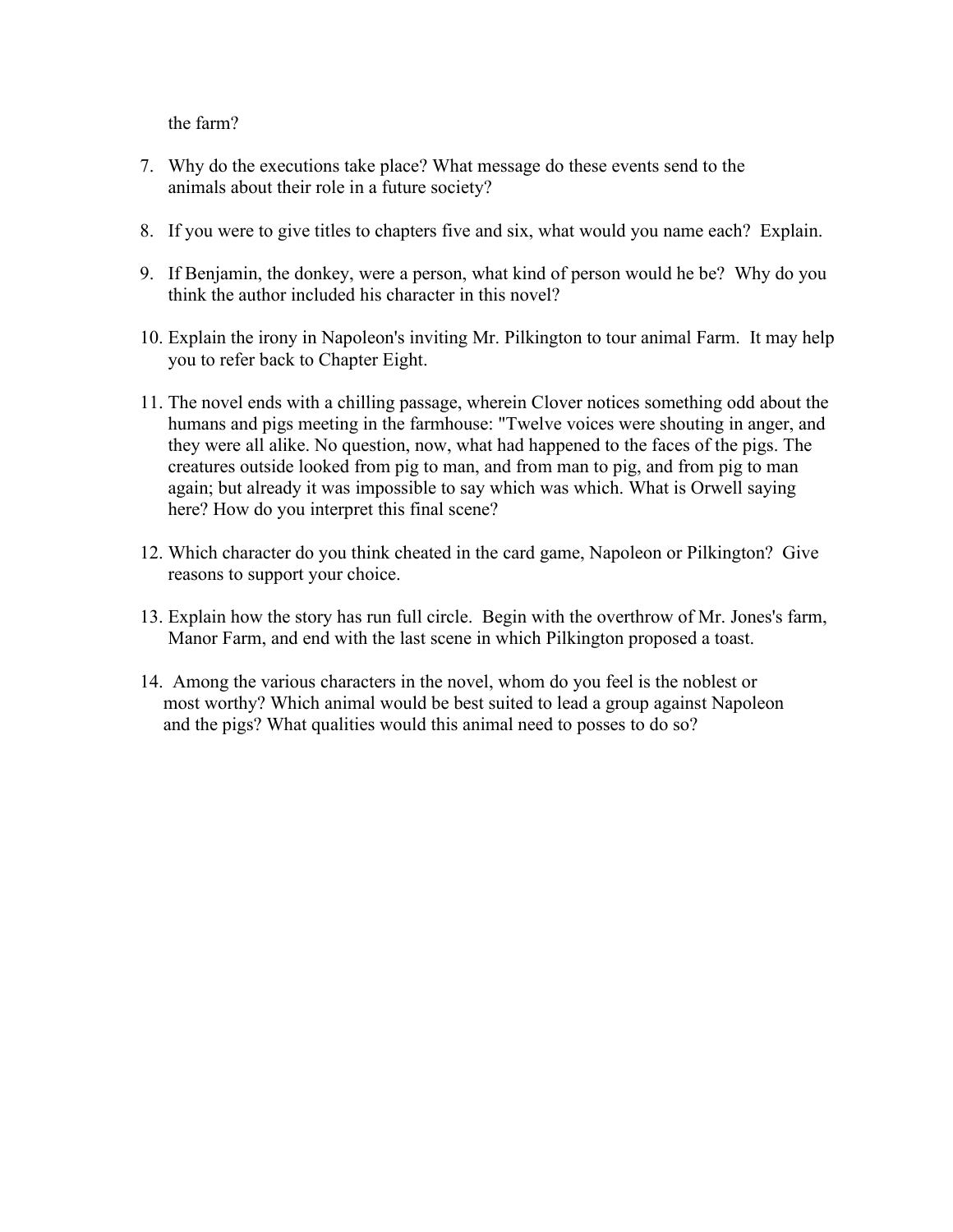the farm?

7. Why do the executions take place? What message do these events send to the animals about their role in a future society?

8. If you were to give titles to chapters five and six, what would you name each? Explain.

9. If Benjamin, the donkey, were a person, what kind of person would he be? Why do you think the author included his character in this novel?

10. Explain the irony in Napoleon's inviting Mr. Pilkington to tour animal Farm. It may help you to refer back to Chapter Eight.

11. The novel ends with a chilling passage, wherein Clover notices something odd about the humans and pigs meeting in the farmhouse: "Twelve voices were shouting in anger, and they were all alike. No question, now, what had happened to the faces of the pigs. The creatures outside looked from pig to man, and from man to pig, and from pig to man again; but already it was impossible to say which was which. What is Orwell saying here? How do you interpret this final scene?

12. Which character do you think cheated in the card game, Napoleon or Pilkington? Give reasons to support your choice.

13. Explain how the story has run full circle. Begin with the overthrow of Mr. Jones's farm, Manor Farm, and end with the last scene in which Pilkington proposed a toast.

14. Among the various characters in the novel, whom do you feel is the noblest or most worthy? Which animal would be best suited to lead a group against Napoleon and the pigs? What qualities would this animal need to posses to do so?